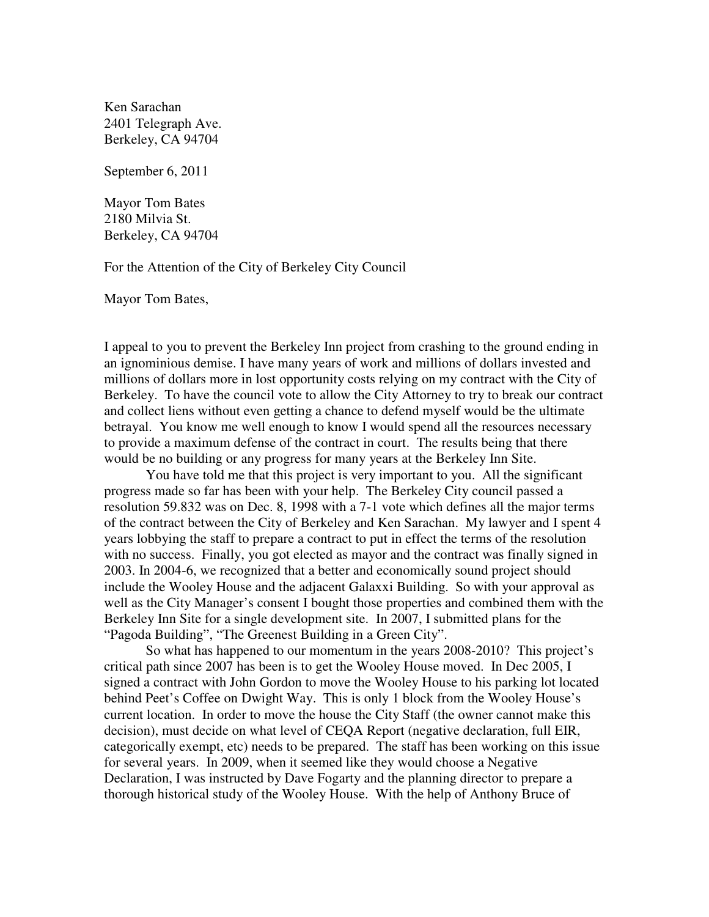Ken Sarachan
2401 Telegraph Ave.
Berkeley, CA 94704

September 6, 2011

Mayor Tom Bates
2180 Milvia St.
Berkeley, CA 94704

For the Attention of the City of Berkeley City Council

Mayor Tom Bates,

I appeal to you to prevent the Berkeley Inn project from crashing to the ground ending in an ignominious demise. I have many years of work and millions of dollars invested and millions of dollars more in lost opportunity costs relying on my contract with the City of Berkeley. To have the council vote to allow the City Attorney to try to break our contract and collect liens without even getting a chance to defend myself would be the ultimate betrayal. You know me well enough to know I would spend all the resources necessary to provide a maximum defense of the contract in court. The results being that there would be no building or any progress for many years at the Berkeley Inn Site.

You have told me that this project is very important to you. All the significant progress made so far has been with your help. The Berkeley City council passed a resolution 59.832 was on Dec. 8, 1998 with a 7-1 vote which defines all the major terms of the contract between the City of Berkeley and Ken Sarachan. My lawyer and I spent 4 years lobbying the staff to prepare a contract to put in effect the terms of the resolution with no success. Finally, you got elected as mayor and the contract was finally signed in 2003. In 2004-6, we recognized that a better and economically sound project should include the Wooley House and the adjacent Galaxxi Building. So with your approval as well as the City Manager's consent I bought those properties and combined them with the Berkeley Inn Site for a single development site. In 2007, I submitted plans for the "Pagoda Building", "The Greenest Building in a Green City".

So what has happened to our momentum in the years 2008-2010? This project's critical path since 2007 has been is to get the Wooley House moved. In Dec 2005, I signed a contract with John Gordon to move the Wooley House to his parking lot located behind Peet's Coffee on Dwight Way. This is only 1 block from the Wooley House's current location. In order to move the house the City Staff (the owner cannot make this decision), must decide on what level of CEQA Report (negative declaration, full EIR, categorically exempt, etc) needs to be prepared. The staff has been working on this issue for several years. In 2009, when it seemed like they would choose a Negative Declaration, I was instructed by Dave Fogarty and the planning director to prepare a thorough historical study of the Wooley House. With the help of Anthony Bruce of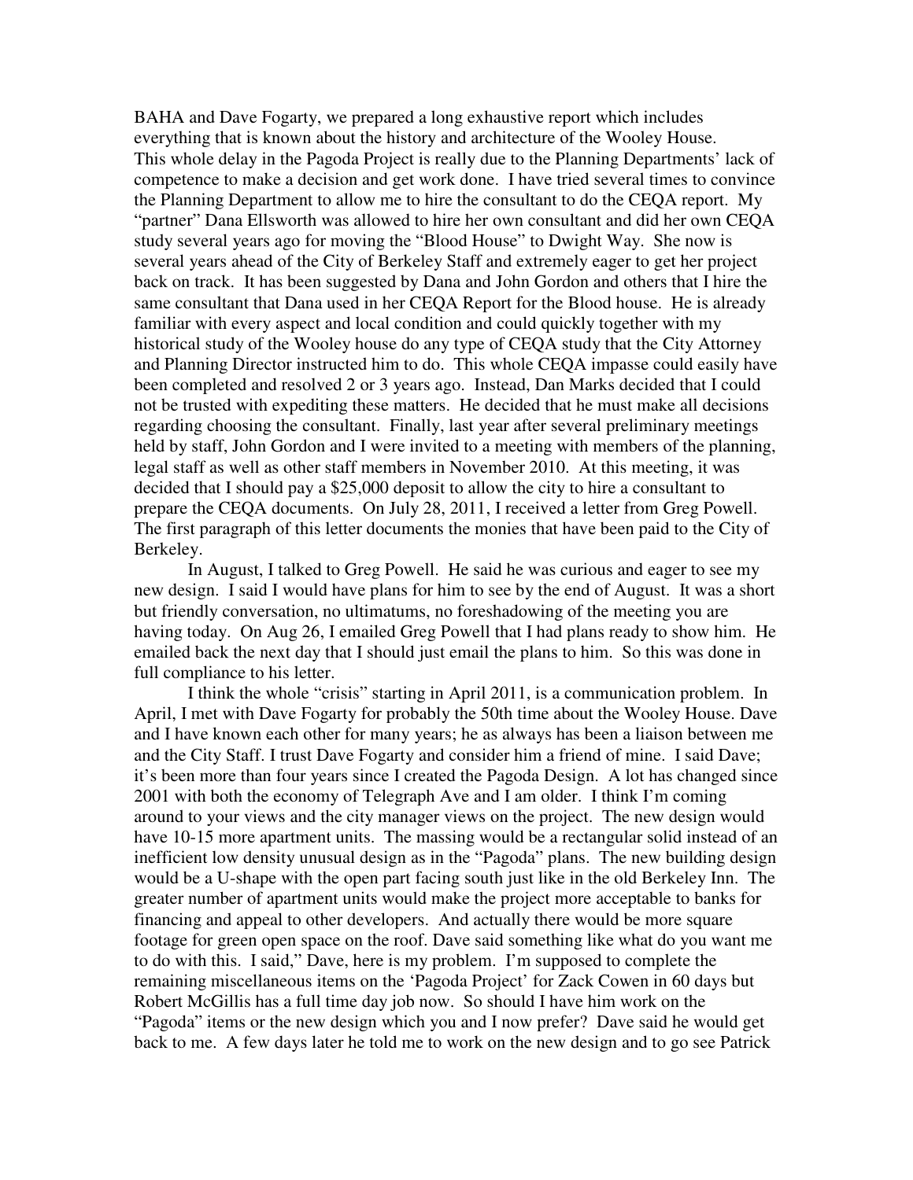BAHA and Dave Fogarty, we prepared a long exhaustive report which includes everything that is known about the history and architecture of the Wooley House. This whole delay in the Pagoda Project is really due to the Planning Departments' lack of competence to make a decision and get work done. I have tried several times to convince the Planning Department to allow me to hire the consultant to do the CEQA report. My "partner" Dana Ellsworth was allowed to hire her own consultant and did her own CEQA study several years ago for moving the "Blood House" to Dwight Way. She now is several years ahead of the City of Berkeley Staff and extremely eager to get her project back on track. It has been suggested by Dana and John Gordon and others that I hire the same consultant that Dana used in her CEQA Report for the Blood house. He is already familiar with every aspect and local condition and could quickly together with my historical study of the Wooley house do any type of CEQA study that the City Attorney and Planning Director instructed him to do. This whole CEQA impasse could easily have been completed and resolved 2 or 3 years ago. Instead, Dan Marks decided that I could not be trusted with expediting these matters. He decided that he must make all decisions regarding choosing the consultant. Finally, last year after several preliminary meetings held by staff, John Gordon and I were invited to a meeting with members of the planning, legal staff as well as other staff members in November 2010. At this meeting, it was decided that I should pay a $25,000 deposit to allow the city to hire a consultant to prepare the CEQA documents. On July 28, 2011, I received a letter from Greg Powell. The first paragraph of this letter documents the monies that have been paid to the City of Berkeley.

In August, I talked to Greg Powell. He said he was curious and eager to see my new design. I said I would have plans for him to see by the end of August. It was a short but friendly conversation, no ultimatums, no foreshadowing of the meeting you are having today. On Aug 26, I emailed Greg Powell that I had plans ready to show him. He emailed back the next day that I should just email the plans to him. So this was done in full compliance to his letter.

I think the whole "crisis" starting in April 2011, is a communication problem. In April, I met with Dave Fogarty for probably the 50th time about the Wooley House. Dave and I have known each other for many years; he as always has been a liaison between me and the City Staff. I trust Dave Fogarty and consider him a friend of mine. I said Dave; it's been more than four years since I created the Pagoda Design. A lot has changed since 2001 with both the economy of Telegraph Ave and I am older. I think I'm coming around to your views and the city manager views on the project. The new design would have 10-15 more apartment units. The massing would be a rectangular solid instead of an inefficient low density unusual design as in the "Pagoda" plans. The new building design would be a U-shape with the open part facing south just like in the old Berkeley Inn. The greater number of apartment units would make the project more acceptable to banks for financing and appeal to other developers. And actually there would be more square footage for green open space on the roof. Dave said something like what do you want me to do with this. I said," Dave, here is my problem. I'm supposed to complete the remaining miscellaneous items on the 'Pagoda Project' for Zack Cowen in 60 days but Robert McGillis has a full time day job now. So should I have him work on the "Pagoda" items or the new design which you and I now prefer? Dave said he would get back to me. A few days later he told me to work on the new design and to go see Patrick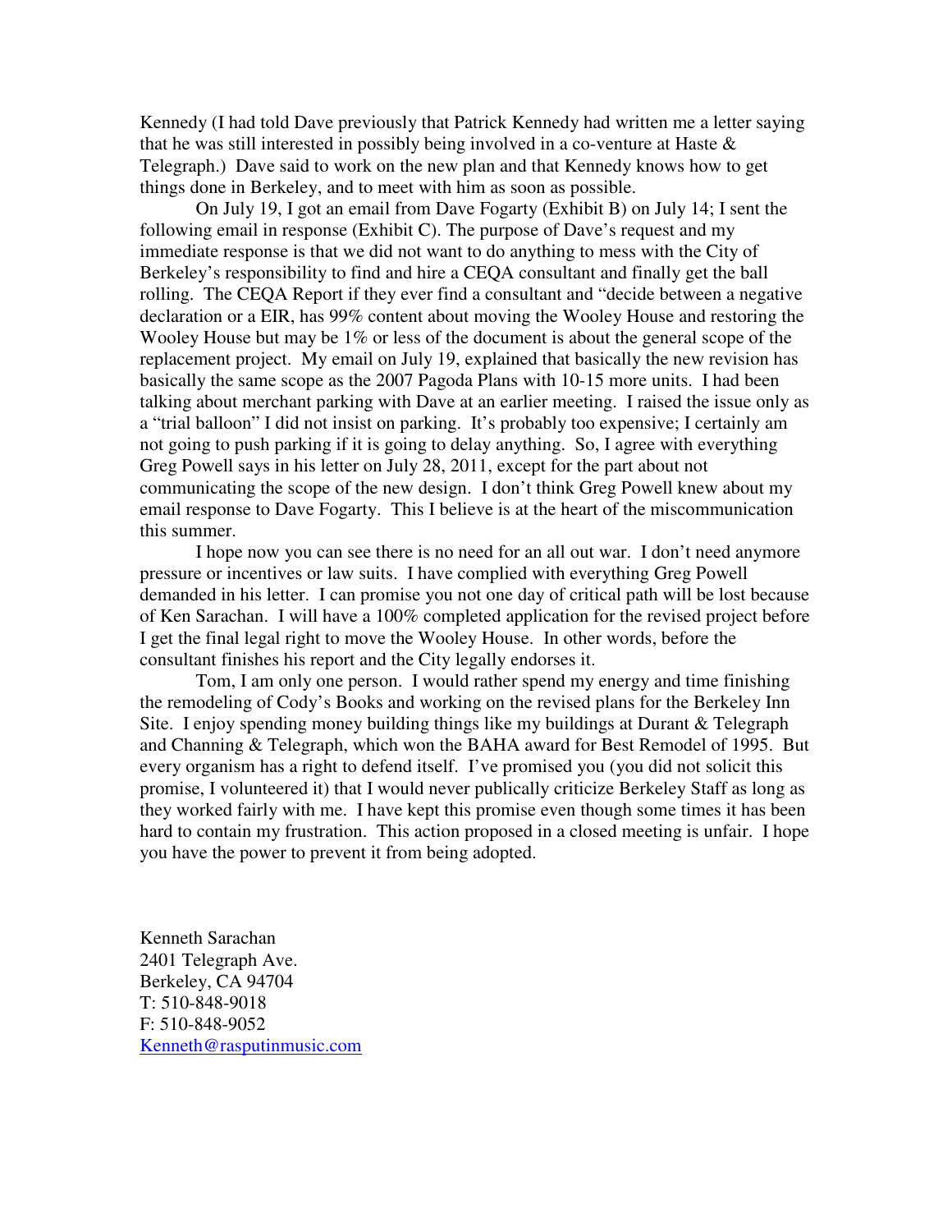Kennedy (I had told Dave previously that Patrick Kennedy had written me a letter saying that he was still interested in possibly being involved in a co-venture at Haste & Telegraph.) Dave said to work on the new plan and that Kennedy knows how to get things done in Berkeley, and to meet with him as soon as possible.

On July 19, I got an email from Dave Fogarty (Exhibit B) on July 14; I sent the following email in response (Exhibit C). The purpose of Dave's request and my immediate response is that we did not want to do anything to mess with the City of Berkeley's responsibility to find and hire a CEQA consultant and finally get the ball rolling. The CEQA Report if they ever find a consultant and "decide between a negative declaration or a EIR, has 99% content about moving the Wooley House and restoring the Wooley House but may be 1% or less of the document is about the general scope of the replacement project. My email on July 19, explained that basically the new revision has basically the same scope as the 2007 Pagoda Plans with 10-15 more units. I had been talking about merchant parking with Dave at an earlier meeting. I raised the issue only as a "trial balloon" I did not insist on parking. It's probably too expensive; I certainly am not going to push parking if it is going to delay anything. So, I agree with everything Greg Powell says in his letter on July 28, 2011, except for the part about not communicating the scope of the new design. I don't think Greg Powell knew about my email response to Dave Fogarty. This I believe is at the heart of the miscommunication this summer.

I hope now you can see there is no need for an all out war. I don't need anymore pressure or incentives or law suits. I have complied with everything Greg Powell demanded in his letter. I can promise you not one day of critical path will be lost because of Ken Sarachan. I will have a 100% completed application for the revised project before I get the final legal right to move the Wooley House. In other words, before the consultant finishes his report and the City legally endorses it.

Tom, I am only one person. I would rather spend my energy and time finishing the remodeling of Cody's Books and working on the revised plans for the Berkeley Inn Site. I enjoy spending money building things like my buildings at Durant & Telegraph and Channing & Telegraph, which won the BAHA award for Best Remodel of 1995. But every organism has a right to defend itself. I've promised you (you did not solicit this promise, I volunteered it) that I would never publically criticize Berkeley Staff as long as they worked fairly with me. I have kept this promise even though some times it has been hard to contain my frustration. This action proposed in a closed meeting is unfair. I hope you have the power to prevent it from being adopted.

Kenneth Sarachan  
2401 Telegraph Ave.  
Berkeley, CA 94704  
T: 510-848-9018  
F: 510-848-9052  
Kenneth@rasputinmusic.com